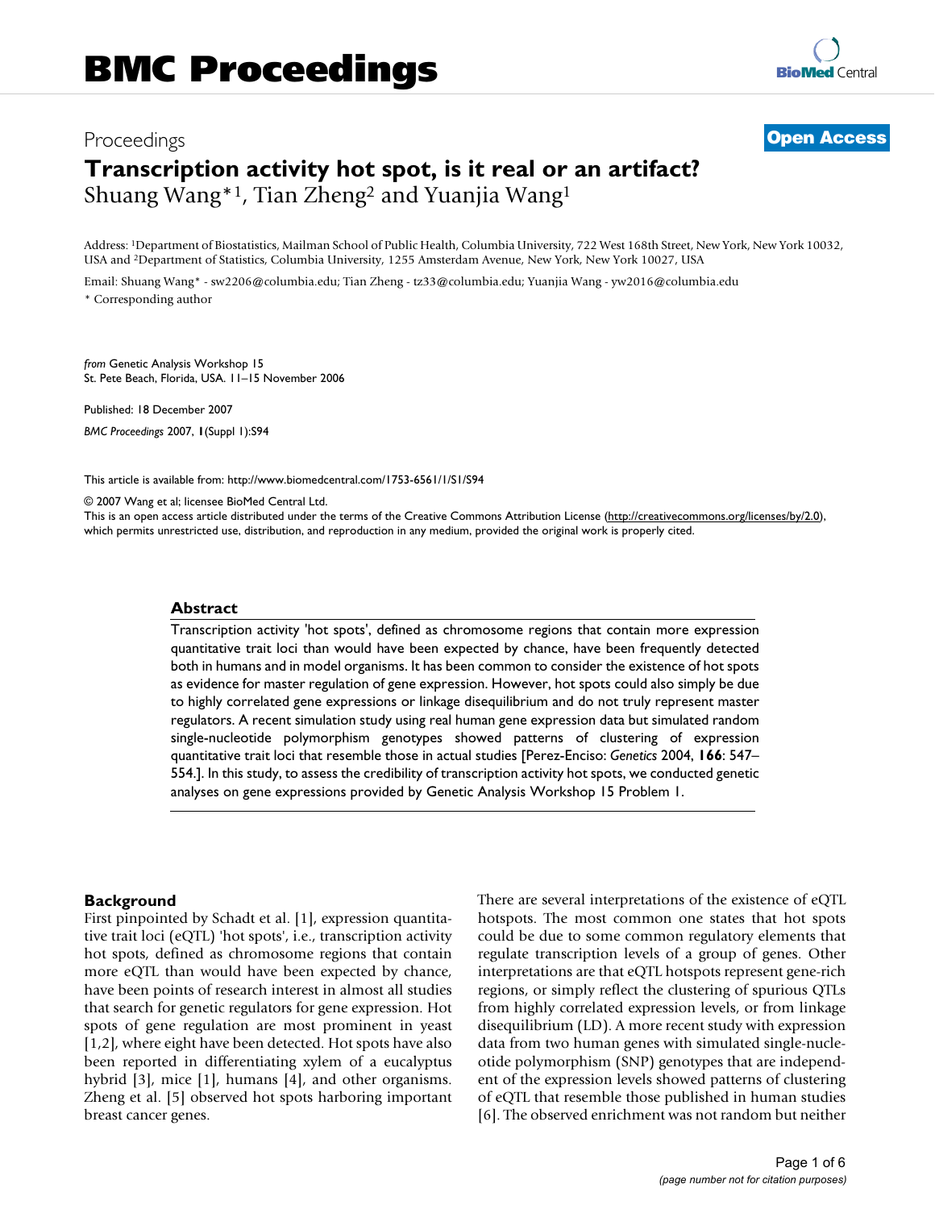# BMC Proceedings

Proceedings **Open Access**

# Transcription activity hot spot, is it real or an artifact?

Shuang Wang*[1], Tian Zheng[2] and Yuanjia Wang[1]

Address: [1]Department of Biostatistics, Mailman School of Public Health, Columbia University, 722 West 168th Street, New York, New York 10032, USA and [2]Department of Statistics, Columbia University, 1255 Amsterdam Avenue, New York, New York 10027, USA

Email: Shuang Wang* - sw2206@columbia.edu; Tian Zheng - tz33@columbia.edu; Yuanjia Wang - yw2016@columbia.edu

\* Corresponding author

*from* Genetic Analysis Workshop 15
St. Pete Beach, Florida, USA. 11–15 November 2006

Published: 18 December 2007

*BMC Proceedings* 2007, **1**(Suppl 1):S94

This article is available from: http://www.biomedcentral.com/1753-6561/1/S1/S94

© 2007 Wang et al; licensee BioMed Central Ltd.
This is an open access article distributed under the terms of the Creative Commons Attribution License (http://creativecommons.org/licenses/by/2.0), which permits unrestricted use, distribution, and reproduction in any medium, provided the original work is properly cited.

## Abstract

Transcription activity 'hot spots', defined as chromosome regions that contain more expression quantitative trait loci than would have been expected by chance, have been frequently detected both in humans and in model organisms. It has been common to consider the existence of hot spots as evidence for master regulation of gene expression. However, hot spots could also simply be due to highly correlated gene expressions or linkage disequilibrium and do not truly represent master regulators. A recent simulation study using real human gene expression data but simulated random single-nucleotide polymorphism genotypes showed patterns of clustering of expression quantitative trait loci that resemble those in actual studies [Perez-Enciso: *Genetics* 2004, **166**: 547–554.]. In this study, to assess the credibility of transcription activity hot spots, we conducted genetic analyses on gene expressions provided by Genetic Analysis Workshop 15 Problem 1.

## Background

First pinpointed by Schadt et al. [1], expression quantitative trait loci (eQTL) 'hot spots', i.e., transcription activity hot spots, defined as chromosome regions that contain more eQTL than would have been expected by chance, have been points of research interest in almost all studies that search for genetic regulators for gene expression. Hot spots of gene regulation are most prominent in yeast [1,2], where eight have been detected. Hot spots have also been reported in differentiating xylem of a eucalyptus hybrid [3], mice [1], humans [4], and other organisms. Zheng et al. [5] observed hot spots harboring important breast cancer genes.

There are several interpretations of the existence of eQTL hotspots. The most common one states that hot spots could be due to some common regulatory elements that regulate transcription levels of a group of genes. Other interpretations are that eQTL hotspots represent gene-rich regions, or simply reflect the clustering of spurious QTLs from highly correlated expression levels, or from linkage disequilibrium (LD). A more recent study with expression data from two human genes with simulated single-nucleotide polymorphism (SNP) genotypes that are independent of the expression levels showed patterns of clustering of eQTL that resemble those published in human studies [6]. The observed enrichment was not random but neither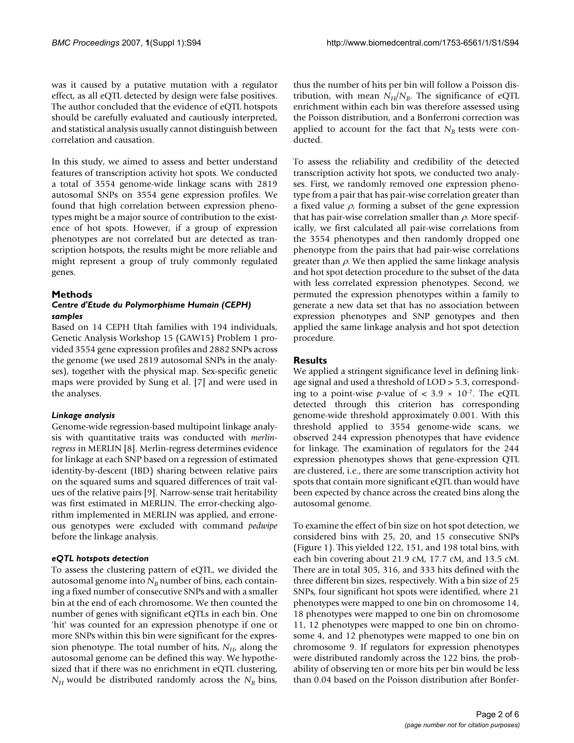was it caused by a putative mutation with a regulator effect, as all eQTL detected by design were false positives. The author concluded that the evidence of eQTL hotspots should be carefully evaluated and cautiously interpreted, and statistical analysis usually cannot distinguish between correlation and causation.

In this study, we aimed to assess and better understand features of transcription activity hot spots. We conducted a total of 3554 genome-wide linkage scans with 2819 autosomal SNPs on 3554 gene expression profiles. We found that high correlation between expression phenotypes might be a major source of contribution to the existence of hot spots. However, if a group of expression phenotypes are not correlated but are detected as transcription hotspots, the results might be more reliable and might represent a group of truly commonly regulated genes.

## Methods

### *Centre d'Etude du Polymorphisme Humain (CEPH) samples*

Based on 14 CEPH Utah families with 194 individuals, Genetic Analysis Workshop 15 (GAW15) Problem 1 provided 3554 gene expression profiles and 2882 SNPs across the genome (we used 2819 autosomal SNPs in the analyses), together with the physical map. Sex-specific genetic maps were provided by Sung et al. [7] and were used in the analyses.

### *Linkage analysis*

Genome-wide regression-based multipoint linkage analysis with quantitative traits was conducted with *merlin-regress* in MERLIN [8]. Merlin-regress determines evidence for linkage at each SNP based on a regression of estimated identity-by-descent (IBD) sharing between relative pairs on the squared sums and squared differences of trait values of the relative pairs [9]. Narrow-sense trait heritability was first estimated in MERLIN. The error-checking algorithm implemented in MERLIN was applied, and erroneous genotypes were excluded with command *pedwipe* before the linkage analysis.

### *eQTL hotspots detection*

To assess the clustering pattern of eQTL, we divided the autosomal genome into $N_B$ number of bins, each containing a fixed number of consecutive SNPs and with a smaller bin at the end of each chromosome. We then counted the number of genes with significant eQTLs in each bin. One 'hit' was counted for an expression phenotype if one or more SNPs within this bin were significant for the expression phenotype. The total number of hits, $N_H$, along the autosomal genome can be defined this way. We hypothesized that if there was no enrichment in eQTL clustering, $N_H$ would be distributed randomly across the $N_B$ bins, thus the number of hits per bin will follow a Poisson distribution, with mean $N_H/N_B$. The significance of eQTL enrichment within each bin was therefore assessed using the Poisson distribution, and a Bonferroni correction was applied to account for the fact that $N_B$ tests were conducted.

To assess the reliability and credibility of the detected transcription activity hot spots, we conducted two analyses. First, we randomly removed one expression phenotype from a pair that has pair-wise correlation greater than a fixed value $\rho$, forming a subset of the gene expression that has pair-wise correlation smaller than $\rho$. More specifically, we first calculated all pair-wise correlations from the 3554 phenotypes and then randomly dropped one phenotype from the pairs that had pair-wise correlations greater than $\rho$. We then applied the same linkage analysis and hot spot detection procedure to the subset of the data with less correlated expression phenotypes. Second, we permuted the expression phenotypes within a family to generate a new data set that has no association between expression phenotypes and SNP genotypes and then applied the same linkage analysis and hot spot detection procedure.

## Results

We applied a stringent significance level in defining linkage signal and used a threshold of LOD > 5.3, corresponding to a point-wise $p$-value of $< 3.9 \times 10^{-7}$. The eQTL detected through this criterion has corresponding genome-wide threshold approximately 0.001. With this threshold applied to 3554 genome-wide scans, we observed 244 expression phenotypes that have evidence for linkage. The examination of regulators for the 244 expression phenotypes shows that gene-expression QTL are clustered, i.e., there are some transcription activity hot spots that contain more significant eQTL than would have been expected by chance across the created bins along the autosomal genome.

To examine the effect of bin size on hot spot detection, we considered bins with 25, 20, and 15 consecutive SNPs (Figure 1). This yielded 122, 151, and 198 total bins, with each bin covering about 21.9 cM, 17.7 cM, and 13.5 cM. There are in total 305, 316, and 333 hits defined with the three different bin sizes, respectively. With a bin size of 25 SNPs, four significant hot spots were identified, where 21 phenotypes were mapped to one bin on chromosome 14, 18 phenotypes were mapped to one bin on chromosome 11, 12 phenotypes were mapped to one bin on chromosome 4, and 12 phenotypes were mapped to one bin on chromosome 9. If regulators for expression phenotypes were distributed randomly across the 122 bins, the probability of observing ten or more hits per bin would be less than 0.04 based on the Poisson distribution after Bonfer-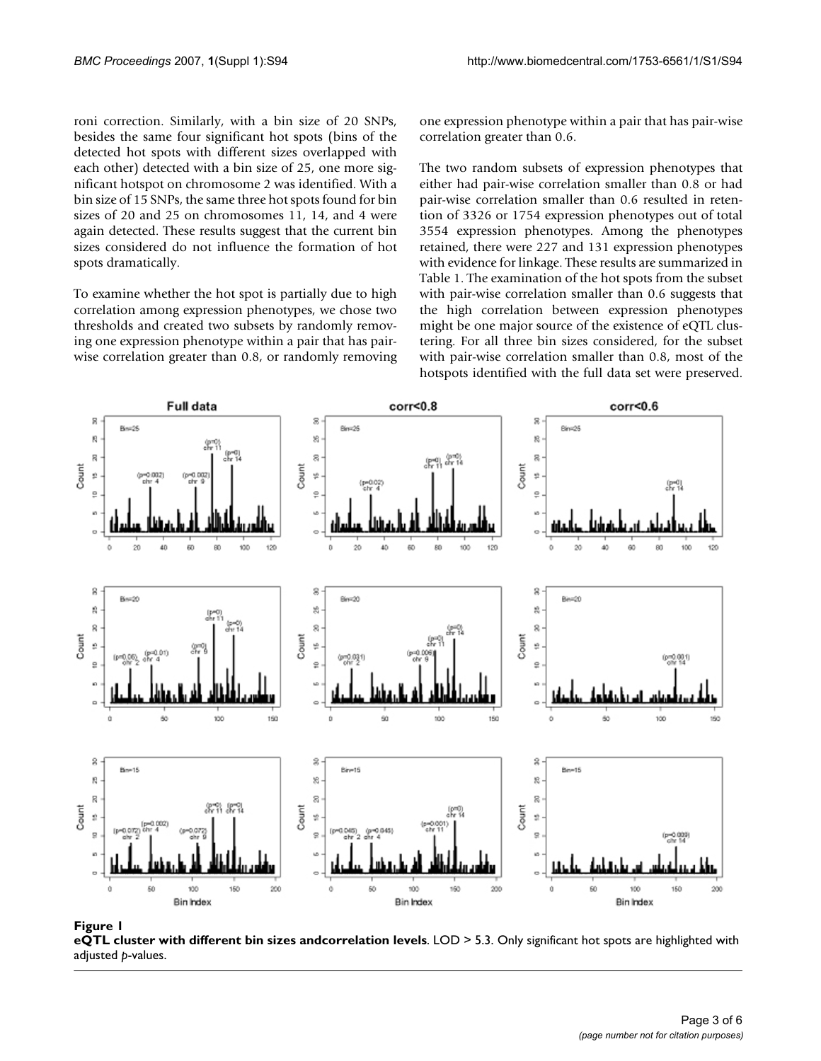roni correction. Similarly, with a bin size of 20 SNPs, besides the same four significant hot spots (bins of the detected hot spots with different sizes overlapped with each other) detected with a bin size of 25, one more significant hotspot on chromosome 2 was identified. With a bin size of 15 SNPs, the same three hot spots found for bin sizes of 20 and 25 on chromosomes 11, 14, and 4 were again detected. These results suggest that the current bin sizes considered do not influence the formation of hot spots dramatically.

To examine whether the hot spot is partially due to high correlation among expression phenotypes, we chose two thresholds and created two subsets by randomly removing one expression phenotype within a pair that has pair-wise correlation greater than 0.8, or randomly removing one expression phenotype within a pair that has pair-wise correlation greater than 0.6.

The two random subsets of expression phenotypes that either had pair-wise correlation smaller than 0.8 or had pair-wise correlation smaller than 0.6 resulted in retention of 3326 or 1754 expression phenotypes out of total 3554 expression phenotypes. Among the phenotypes retained, there were 227 and 131 expression phenotypes with evidence for linkage. These results are summarized in Table 1. The examination of the hot spots from the subset with pair-wise correlation smaller than 0.6 suggests that the high correlation between expression phenotypes might be one major source of the existence of eQTL clustering. For all three bin sizes considered, for the subset with pair-wise correlation smaller than 0.8, most of the hotspots identified with the full data set were preserved.

Full data

corr<0.8

corr<0.6

Bin=25

(p=0.002) chr 4
(p=0.002) chr 9
(p=0) chr 11
(p=0) chr 14

(p=0.02) chr 4
(p=0) chr 11
(p=0) chr 14

(p=0) chr 14

Bin=20

(p=0.06) chr 2
(p=0.01) chr 4
(p=0) chr 9
(p=0) chr 11
(p=0) chr 14

(p=0.031) chr 2
(p=0.006) chr 9
(p=0) chr 11
(p=0) chr 14

(p=0.001) chr 14

Bin=15

(p=0.072) chr 2
(p=0.002) chr 4
(p=0.072) chr 9
(p=0) chr 11
(p=0) chr 14

(p=0.045) chr 2
(p=0.045) chr 4
(p=0.001) chr 11
(p=0) chr 14

(p=0.009) chr 14

Count

Bin Index

**Figure 1**

**eQTL cluster with different bin sizes andcorrelation levels**. LOD > 5.3. Only significant hot spots are highlighted with adjusted *p*-values.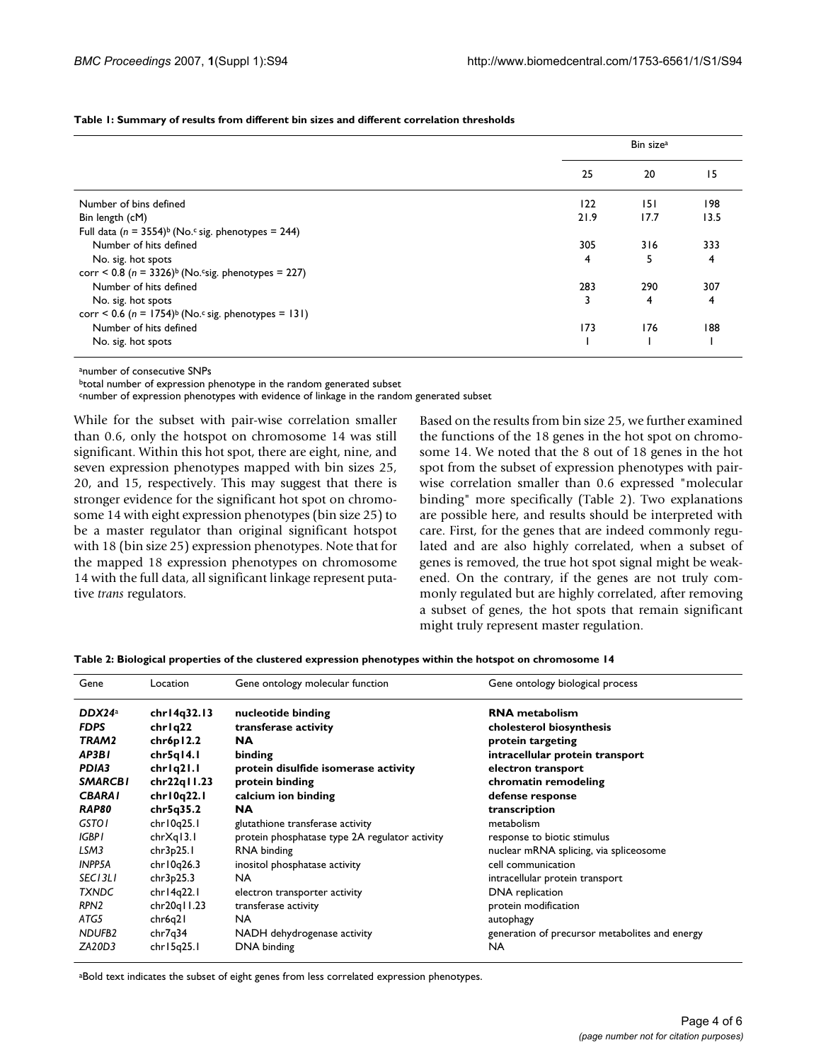**Table 1: Summary of results from different bin sizes and different correlation thresholds**

| | Bin size[a] | | |
|---|---|---|---|
| | 25 | 20 | 15 |
| Number of bins defined | 122 | 151 | 198 |
| Bin length (cM) | 21.9 | 17.7 | 13.5 |
| Full data ($n$ = 3554)[b] (No.[c] sig. phenotypes = 244) | | | |
| Number of hits defined | 305 | 316 | 333 |
| No. sig. hot spots | 4 | 5 | 4 |
| corr < 0.8 ($n$ = 3326)[b] (No.[c] sig. phenotypes = 227) | | | |
| Number of hits defined | 283 | 290 | 307 |
| No. sig. hot spots | 3 | 4 | 4 |
| corr < 0.6 ($n$ = 1754)[b] (No.[c] sig. phenotypes = 131) | | | |
| Number of hits defined | 173 | 176 | 188 |
| No. sig. hot spots | 1 | 1 | 1 |

[a]number of consecutive SNPs
[b]total number of expression phenotype in the random generated subset
[c]number of expression phenotypes with evidence of linkage in the random generated subset

While for the subset with pair-wise correlation smaller than 0.6, only the hotspot on chromosome 14 was still significant. Within this hot spot, there are eight, nine, and seven expression phenotypes mapped with bin sizes 25, 20, and 15, respectively. This may suggest that there is stronger evidence for the significant hot spot on chromosome 14 with eight expression phenotypes (bin size 25) to be a master regulator than original significant hotspot with 18 (bin size 25) expression phenotypes. Note that for the mapped 18 expression phenotypes on chromosome 14 with the full data, all significant linkage represent putative *trans* regulators.

Based on the results from bin size 25, we further examined the functions of the 18 genes in the hot spot on chromosome 14. We noted that the 8 out of 18 genes in the hot spot from the subset of expression phenotypes with pairwise correlation smaller than 0.6 expressed "molecular binding" more specifically (Table 2). Two explanations are possible here, and results should be interpreted with care. First, for the genes that are indeed commonly regulated and are also highly correlated, when a subset of genes is removed, the true hot spot signal might be weakened. On the contrary, if the genes are not truly commonly regulated but are highly correlated, after removing a subset of genes, the hot spots that remain significant might truly represent master regulation.

**Table 2: Biological properties of the clustered expression phenotypes within the hotspot on chromosome 14**

| Gene | Location | Gene ontology molecular function | Gene ontology biological process |
|---|---|---|---|
| ***DDX24***[a] | **chr14q32.13** | **nucleotide binding** | **RNA metabolism** |
| ***FDPS*** | **chr1q22** | **transferase activity** | **cholesterol biosynthesis** |
| ***TRAM2*** | **chr6p12.2** | **NA** | **protein targeting** |
| ***AP3B1*** | **chr5q14.1** | **binding** | **intracellular protein transport** |
| ***PDIA3*** | **chr1q21.1** | **protein disulfide isomerase activity** | **electron transport** |
| ***SMARCB1*** | **chr22q11.23** | **protein binding** | **chromatin remodeling** |
| ***CBARA1*** | **chr10q22.1** | **calcium ion binding** | **defense response** |
| ***RAP80*** | **chr5q35.2** | **NA** | **transcription** |
| *GSTO1* | chr10q25.1 | glutathione transferase activity | metabolism |
| *IGBP1* | chrXq13.1 | protein phosphatase type 2A regulator activity | response to biotic stimulus |
| *LSM3* | chr3p25.1 | RNA binding | nuclear mRNA splicing, via spliceosome |
| *INPP5A* | chr10q26.3 | inositol phosphatase activity | cell communication |
| *SEC13L1* | chr3p25.3 | NA | intracellular protein transport |
| *TXNDC* | chr14q22.1 | electron transporter activity | DNA replication |
| *RPN2* | chr20q11.23 | transferase activity | protein modification |
| *ATG5* | chr6q21 | NA | autophagy |
| *NDUFB2* | chr7q34 | NADH dehydrogenase activity | generation of precursor metabolites and energy |
| *ZA20D3* | chr15q25.1 | DNA binding | NA |

[a]Bold text indicates the subset of eight genes from less correlated expression phenotypes.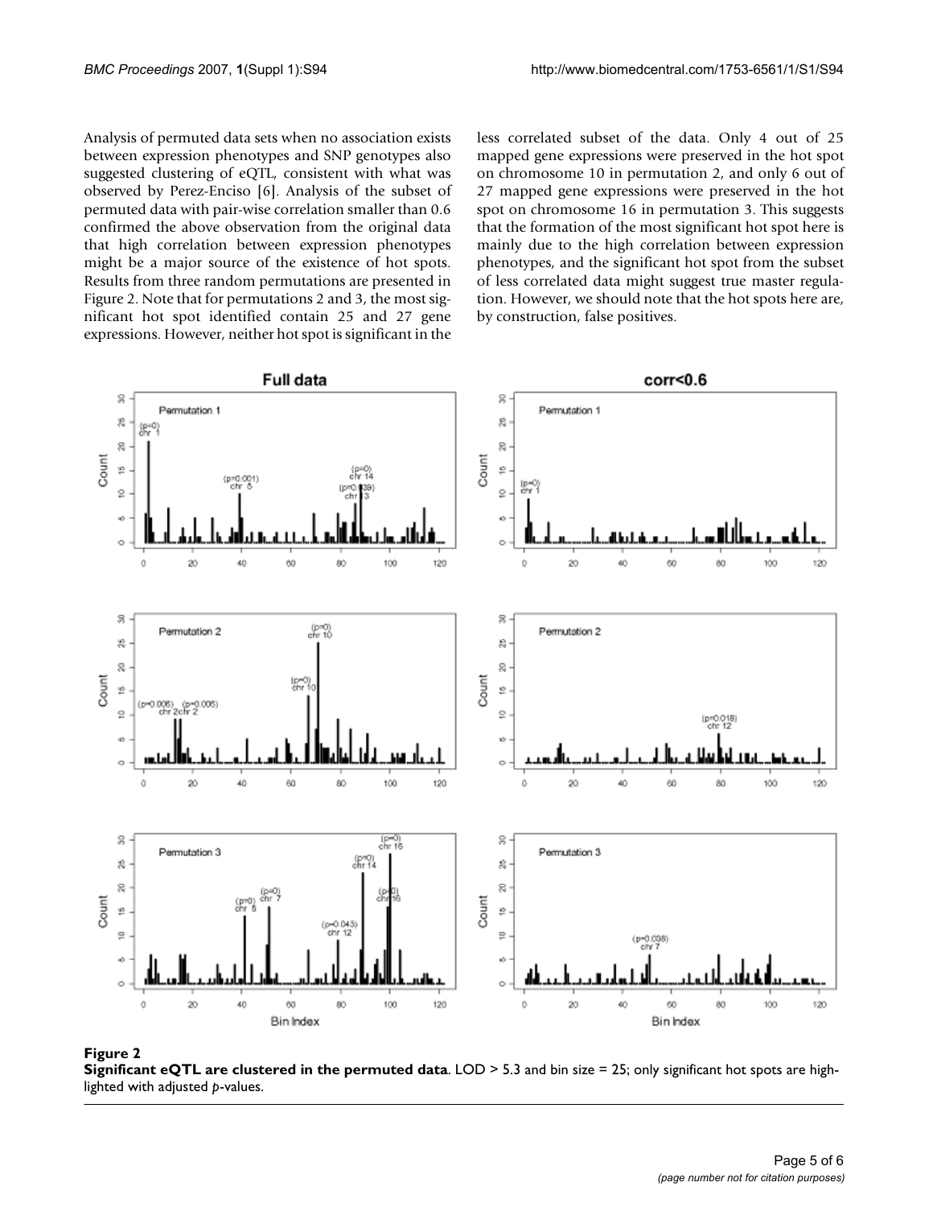Analysis of permuted data sets when no association exists between expression phenotypes and SNP genotypes also suggested clustering of eQTL, consistent with what was observed by Perez-Enciso [6]. Analysis of the subset of permuted data with pair-wise correlation smaller than 0.6 confirmed the above observation from the original data that high correlation between expression phenotypes might be a major source of the existence of hot spots. Results from three random permutations are presented in Figure 2. Note that for permutations 2 and 3, the most significant hot spot identified contain 25 and 27 gene expressions. However, neither hot spot is significant in the less correlated subset of the data. Only 4 out of 25 mapped gene expressions were preserved in the hot spot on chromosome 10 in permutation 2, and only 6 out of 27 mapped gene expressions were preserved in the hot spot on chromosome 16 in permutation 3. This suggests that the formation of the most significant hot spot here is mainly due to the high correlation between expression phenotypes, and the significant hot spot from the subset of less correlated data might suggest true master regulation. However, we should note that the hot spots here are, by construction, false positives.

Full data

Permutation 1

(p=0) chr 1

(p=0.001) chr 5

(p=0) chr 14

(p=0.039) chr 13

Permutation 2

(p=0) chr 10

(p=0) chr 10

(p=0.006) chr 2

(p=0.005) chr 2

Permutation 3

(p=0) chr 16

(p=0) chr 14

(p=0) chr 16

(p=0) chr 5

(p=0) chr 7

(p=0.043) chr 12

Count

Bin Index

corr<0.6

Permutation 1

(p=0) chr 1

Permutation 2

(p=0.018) chr 12

Permutation 3

(p=0.038) chr 7

Count

Bin Index

**Figure 2**

**Significant eQTL are clustered in the permuted data**. LOD > 5.3 and bin size = 25; only significant hot spots are highlighted with adjusted *p*-values.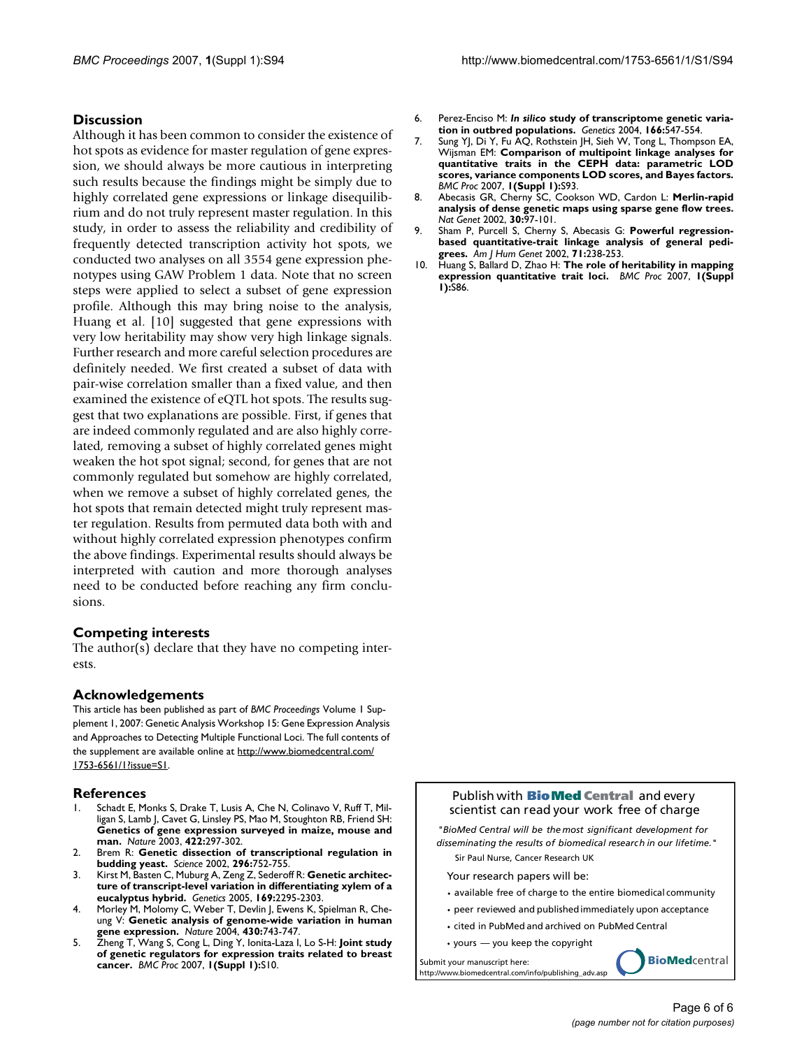## Discussion

Although it has been common to consider the existence of hot spots as evidence for master regulation of gene expression, we should always be more cautious in interpreting such results because the findings might be simply due to highly correlated gene expressions or linkage disequilibrium and do not truly represent master regulation. In this study, in order to assess the reliability and credibility of frequently detected transcription activity hot spots, we conducted two analyses on all 3554 gene expression phenotypes using GAW Problem 1 data. Note that no screen steps were applied to select a subset of gene expression profile. Although this may bring noise to the analysis, Huang et al. [10] suggested that gene expressions with very low heritability may show very high linkage signals. Further research and more careful selection procedures are definitely needed. We first created a subset of data with pair-wise correlation smaller than a fixed value, and then examined the existence of eQTL hot spots. The results suggest that two explanations are possible. First, if genes that are indeed commonly regulated and are also highly correlated, removing a subset of highly correlated genes might weaken the hot spot signal; second, for genes that are not commonly regulated but somehow are highly correlated, when we remove a subset of highly correlated genes, the hot spots that remain detected might truly represent master regulation. Results from permuted data both with and without highly correlated expression phenotypes confirm the above findings. Experimental results should always be interpreted with caution and more thorough analyses need to be conducted before reaching any firm conclusions.

## Competing interests

The author(s) declare that they have no competing interests.

## Acknowledgements

This article has been published as part of *BMC Proceedings* Volume 1 Supplement 1, 2007: Genetic Analysis Workshop 15: Gene Expression Analysis and Approaches to Detecting Multiple Functional Loci. The full contents of the supplement are available online at http://www.biomedcentral.com/1753-6561/1?issue=S1.

## References

1. Schadt E, Monks S, Drake T, Lusis A, Che N, Colinavo V, Ruff T, Milligan S, Lamb J, Cavet G, Linsley PS, Mao M, Stoughton RB, Friend SH: **Genetics of gene expression surveyed in maize, mouse and man.** *Nature* 2003, **422:**297-302.
2. Brem R: **Genetic dissection of transcriptional regulation in budding yeast.** *Science* 2002, **296:**752-755.
3. Kirst M, Basten C, Muburg A, Zeng Z, Sederoff R: **Genetic architecture of transcript-level variation in differentiating xylem of a eucalyptus hybrid.** *Genetics* 2005, **169:**2295-2303.
4. Morley M, Molomy C, Weber T, Devlin J, Ewens K, Spielman R, Cheung V: **Genetic analysis of genome-wide variation in human gene expression.** *Nature* 2004, **430:**743-747.
5. Zheng T, Wang S, Cong L, Ding Y, Ionita-Laza I, Lo S-H: **Joint study of genetic regulators for expression traits related to breast cancer.** *BMC Proc* 2007, **1(Suppl 1):**S10.
6. Perez-Enciso M: ***In silico* study of transcriptome genetic variation in outbred populations.** *Genetics* 2004, **166:**547-554.
7. Sung YJ, Di Y, Fu AQ, Rothstein JH, Sieh W, Tong L, Thompson EA, Wijsman EM: **Comparison of multipoint linkage analyses for quantitative traits in the CEPH data: parametric LOD scores, variance components LOD scores, and Bayes factors.** *BMC Proc* 2007, **1(Suppl 1):**S93.
8. Abecasis GR, Cherny SC, Cookson WD, Cardon L: **Merlin-rapid analysis of dense genetic maps using sparse gene flow trees.** *Nat Genet* 2002, **30:**97-101.
9. Sham P, Purcell S, Cherny S, Abecasis G: **Powerful regression-based quantitative-trait linkage analysis of general pedigrees.** *Am J Hum Genet* 2002, **71:**238-253.
10. Huang S, Ballard D, Zhao H: **The role of heritability in mapping expression quantitative trait loci.** *BMC Proc* 2007, **1(Suppl 1):**S86.

Publish with **BioMed Central** and every scientist can read your work free of charge

*"BioMed Central will be the most significant development for disseminating the results of biomedical research in our lifetime."*
Sir Paul Nurse, Cancer Research UK

Your research papers will be:

- available free of charge to the entire biomedical community
- peer reviewed and published immediately upon acceptance
- cited in PubMed and archived on PubMed Central
- yours — you keep the copyright

Submit your manuscript here:
http://www.biomedcentral.com/info/publishing_adv.asp

BioMedcentral